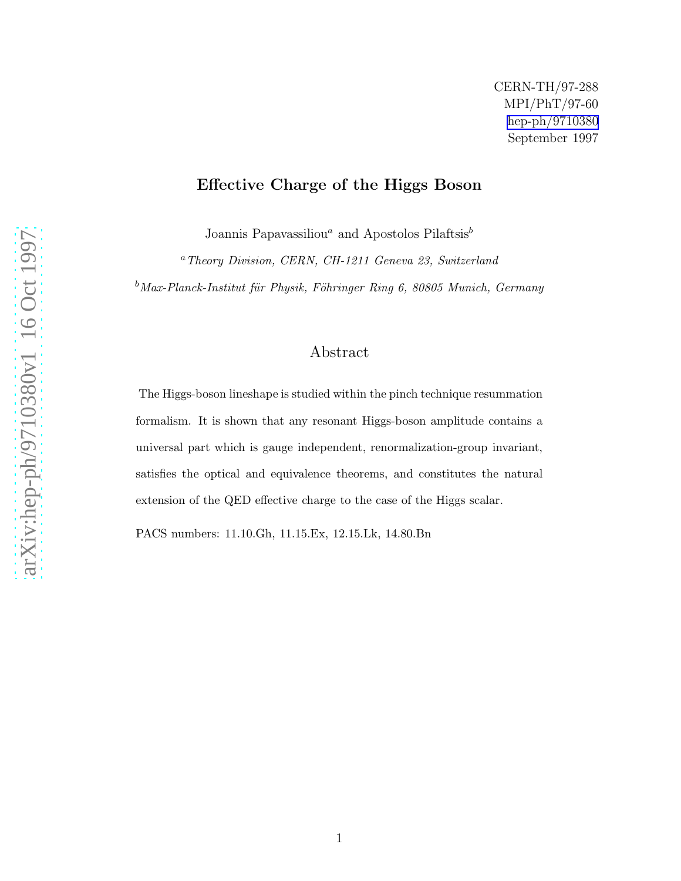CERN-TH/97-288
MPI/PhT/97-60
hep-ph/9710380
September 1997

# Effective Charge of the Higgs Boson

Joannis Papavassiliou[a] and Apostolos Pilaftsis[b]

[a] *Theory Division, CERN, CH-1211 Geneva 23, Switzerland*

[b] *Max-Planck-Institut für Physik, Föhringer Ring 6, 80805 Munich, Germany*

## Abstract

The Higgs-boson lineshape is studied within the pinch technique resummation formalism. It is shown that any resonant Higgs-boson amplitude contains a universal part which is gauge independent, renormalization-group invariant, satisfies the optical and equivalence theorems, and constitutes the natural extension of the QED effective charge to the case of the Higgs scalar.

PACS numbers: 11.10.Gh, 11.15.Ex, 12.15.Lk, 14.80.Bn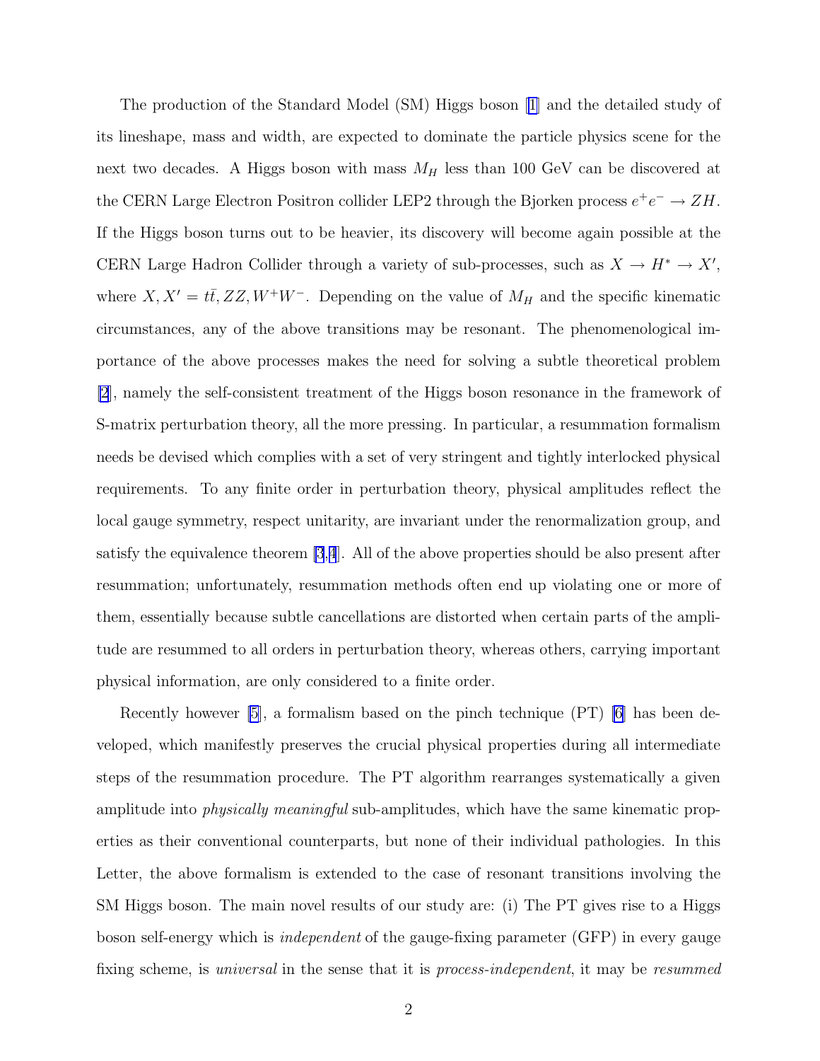The production of the Standard Model (SM) Higgs boson [1] and the detailed study of its lineshape, mass and width, are expected to dominate the particle physics scene for the next two decades. A Higgs boson with mass $M_H$ less than 100 GeV can be discovered at the CERN Large Electron Positron collider LEP2 through the Bjorken process $e^+e^- \to ZH$. If the Higgs boson turns out to be heavier, its discovery will become again possible at the CERN Large Hadron Collider through a variety of sub-processes, such as $X \to H^* \to X'$, where $X, X' = t\bar{t}, ZZ, W^+W^-$. Depending on the value of $M_H$ and the specific kinematic circumstances, any of the above transitions may be resonant. The phenomenological importance of the above processes makes the need for solving a subtle theoretical problem [2], namely the self-consistent treatment of the Higgs boson resonance in the framework of S-matrix perturbation theory, all the more pressing. In particular, a resummation formalism needs be devised which complies with a set of very stringent and tightly interlocked physical requirements. To any finite order in perturbation theory, physical amplitudes reflect the local gauge symmetry, respect unitarity, are invariant under the renormalization group, and satisfy the equivalence theorem [3,4]. All of the above properties should be also present after resummation; unfortunately, resummation methods often end up violating one or more of them, essentially because subtle cancellations are distorted when certain parts of the amplitude are resummed to all orders in perturbation theory, whereas others, carrying important physical information, are only considered to a finite order.

Recently however [5], a formalism based on the pinch technique (PT) [6] has been developed, which manifestly preserves the crucial physical properties during all intermediate steps of the resummation procedure. The PT algorithm rearranges systematically a given amplitude into *physically meaningful* sub-amplitudes, which have the same kinematic properties as their conventional counterparts, but none of their individual pathologies. In this Letter, the above formalism is extended to the case of resonant transitions involving the SM Higgs boson. The main novel results of our study are: (i) The PT gives rise to a Higgs boson self-energy which is *independent* of the gauge-fixing parameter (GFP) in every gauge fixing scheme, is *universal* in the sense that it is *process-independent*, it may be *resummed*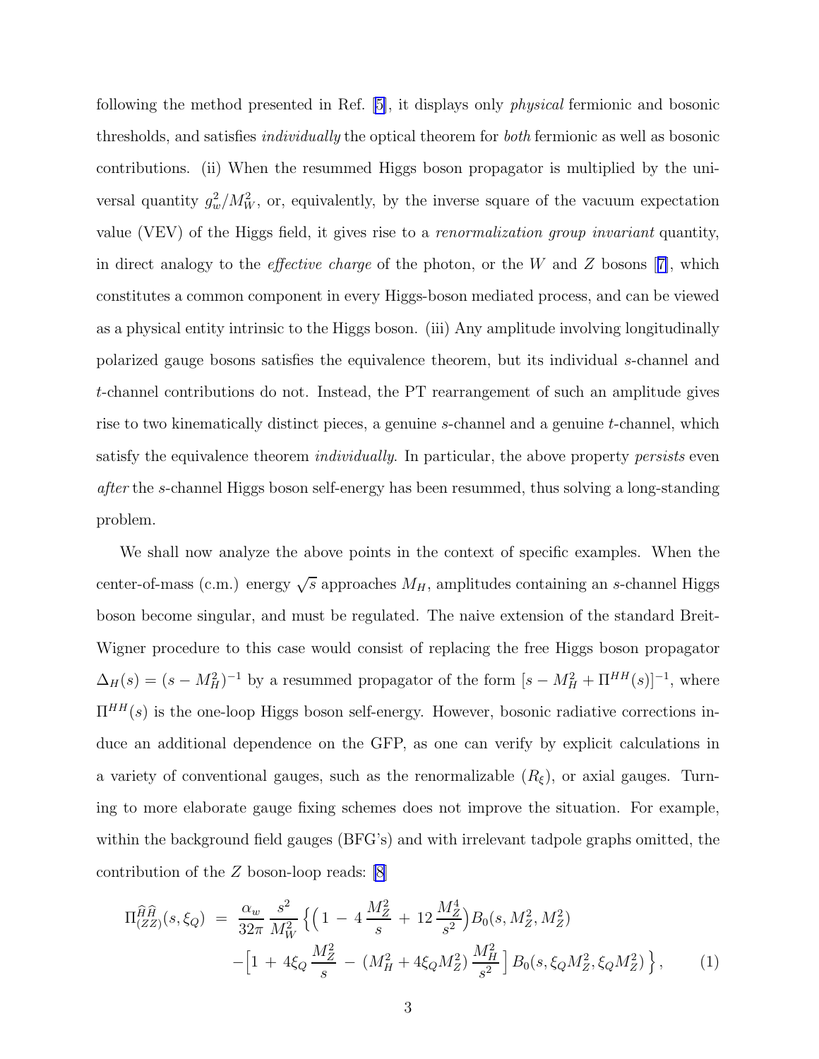following the method presented in Ref. [5], it displays only *physical* fermionic and bosonic thresholds, and satisfies *individually* the optical theorem for *both* fermionic as well as bosonic contributions. (ii) When the resummed Higgs boson propagator is multiplied by the universal quantity $g_w^2/M_W^2$, or, equivalently, by the inverse square of the vacuum expectation value (VEV) of the Higgs field, it gives rise to a *renormalization group invariant* quantity, in direct analogy to the *effective charge* of the photon, or the $W$ and $Z$ bosons [7], which constitutes a common component in every Higgs-boson mediated process, and can be viewed as a physical entity intrinsic to the Higgs boson. (iii) Any amplitude involving longitudinally polarized gauge bosons satisfies the equivalence theorem, but its individual $s$-channel and $t$-channel contributions do not. Instead, the PT rearrangement of such an amplitude gives rise to two kinematically distinct pieces, a genuine $s$-channel and a genuine $t$-channel, which satisfy the equivalence theorem *individually*. In particular, the above property *persists* even *after* the $s$-channel Higgs boson self-energy has been resummed, thus solving a long-standing problem.

We shall now analyze the above points in the context of specific examples. When the center-of-mass (c.m.) energy $\sqrt{s}$ approaches $M_H$, amplitudes containing an $s$-channel Higgs boson become singular, and must be regulated. The naive extension of the standard Breit-Wigner procedure to this case would consist of replacing the free Higgs boson propagator $\Delta_H(s) = (s - M_H^2)^{-1}$ by a resummed propagator of the form $[s - M_H^2 + \Pi^{HH}(s)]^{-1}$, where $\Pi^{HH}(s)$ is the one-loop Higgs boson self-energy. However, bosonic radiative corrections induce an additional dependence on the GFP, as one can verify by explicit calculations in a variety of conventional gauges, such as the renormalizable ($R_\xi$), or axial gauges. Turning to more elaborate gauge fixing schemes does not improve the situation. For example, within the background field gauges (BFG's) and with irrelevant tadpole graphs omitted, the contribution of the $Z$ boson-loop reads: [8]

$$
\begin{aligned}
\Pi^{\widehat{H}\widehat{H}}_{(ZZ)}(s,\xi_Q) \;=\; & \frac{\alpha_w}{32\pi}\,\frac{s^2}{M_W^2}\Big\{\Big(1 \,-\, 4\,\frac{M_Z^2}{s} \,+\, 12\,\frac{M_Z^4}{s^2}\Big)B_0(s,M_Z^2,M_Z^2) \\
& -\Big[1 \,+\, 4\xi_Q\,\frac{M_Z^2}{s} \,-\, (M_H^2 + 4\xi_Q M_Z^2)\,\frac{M_H^2}{s^2}\,\Big]\,B_0(s,\xi_Q M_Z^2,\xi_Q M_Z^2)\,\Big\}\,, \qquad (1)
\end{aligned}
$$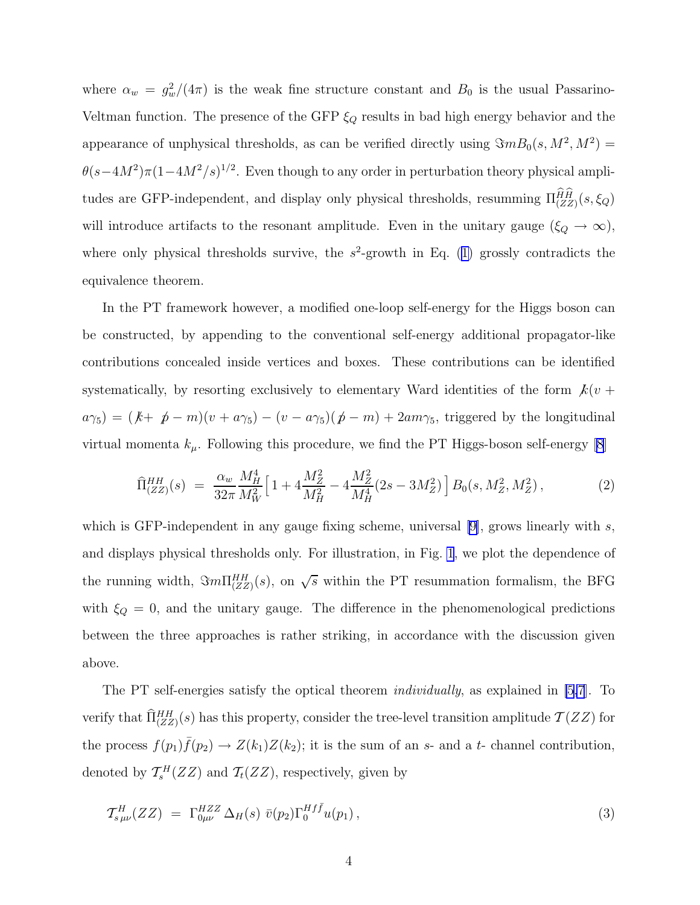where $\alpha_w = g_w^2/(4\pi)$ is the weak fine structure constant and $B_0$ is the usual Passarino-Veltman function. The presence of the GFP $\xi_Q$ results in bad high energy behavior and the appearance of unphysical thresholds, as can be verified directly using $\Im m B_0(s, M^2, M^2) = \theta(s-4M^2)\pi(1-4M^2/s)^{1/2}$. Even though to any order in perturbation theory physical amplitudes are GFP-independent, and display only physical thresholds, resumming $\Pi^{\widehat{H}\widehat{H}}_{(ZZ)}(s,\xi_Q)$ will introduce artifacts to the resonant amplitude. Even in the unitary gauge ($\xi_Q \to \infty$), where only physical thresholds survive, the $s^2$-growth in Eq. (1) grossly contradicts the equivalence theorem.

In the PT framework however, a modified one-loop self-energy for the Higgs boson can be constructed, by appending to the conventional self-energy additional propagator-like contributions concealed inside vertices and boxes. These contributions can be identified systematically, by resorting exclusively to elementary Ward identities of the form $\not{k}(v + a\gamma_5) = (\not{k} + \not{p} - m)(v + a\gamma_5) - (v - a\gamma_5)(\not{p} - m) + 2am\gamma_5$, triggered by the longitudinal virtual momenta $k_\mu$. Following this procedure, we find the PT Higgs-boson self-energy [8]

$$
\widehat{\Pi}^{HH}_{(ZZ)}(s) \;=\; \frac{\alpha_w}{32\pi}\frac{M_H^4}{M_W^2}\Big[\,1 + 4\frac{M_Z^2}{M_H^2} - 4\frac{M_Z^2}{M_H^4}(2s - 3M_Z^2)\,\Big]\,B_0(s, M_Z^2, M_Z^2)\,, \tag{2}
$$

which is GFP-independent in any gauge fixing scheme, universal [9], grows linearly with $s$, and displays physical thresholds only. For illustration, in Fig. 1, we plot the dependence of the running width, $\Im m\Pi^{HH}_{(ZZ)}(s)$, on $\sqrt{s}$ within the PT resummation formalism, the BFG with $\xi_Q = 0$, and the unitary gauge. The difference in the phenomenological predictions between the three approaches is rather striking, in accordance with the discussion given above.

The PT self-energies satisfy the optical theorem *individually*, as explained in [5,7]. To verify that $\widehat{\Pi}^{HH}_{(ZZ)}(s)$ has this property, consider the tree-level transition amplitude $\mathcal{T}(ZZ)$ for the process $f(p_1)\bar{f}(p_2) \to Z(k_1)Z(k_2)$; it is the sum of an $s$- and a $t$- channel contribution, denoted by $\mathcal{T}_s^H(ZZ)$ and $\mathcal{T}_t(ZZ)$, respectively, given by

$$
\mathcal{T}^H_{s\,\mu\nu}(ZZ) \;=\; \Gamma^{HZZ}_{0\mu\nu}\,\Delta_H(s)\;\bar{v}(p_2)\Gamma_0^{Hf\bar{f}}u(p_1)\,, \tag{3}
$$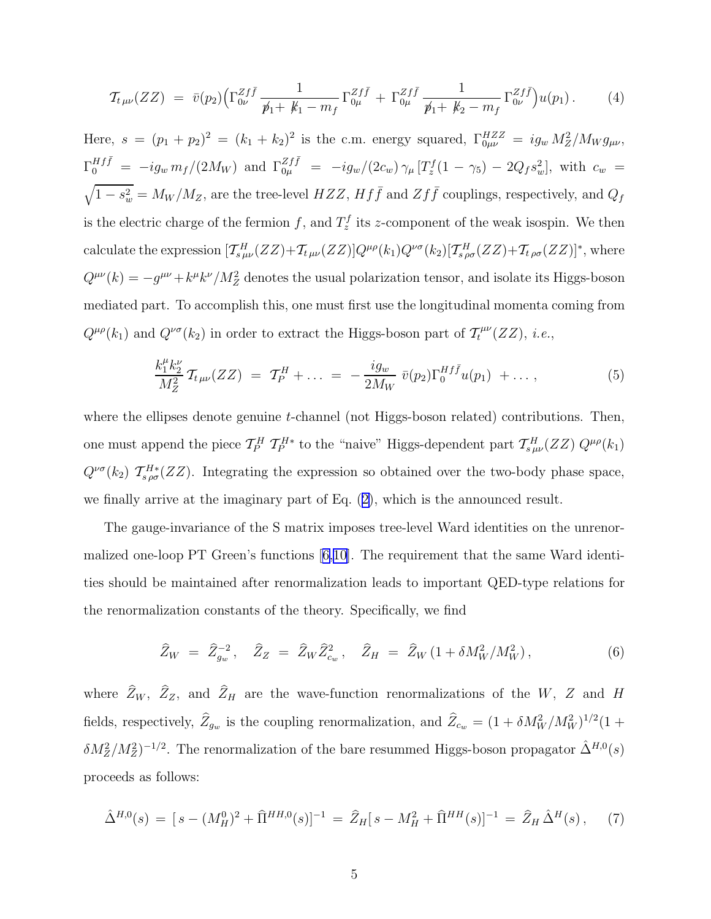$$
\mathcal{T}_{t\,\mu\nu}(ZZ) \;=\; \bar{v}(p_2)\Big(\Gamma^{Zf\bar{f}}_{0\nu}\,\frac{1}{\not{p}_1+\not{k}_1-m_f}\,\Gamma^{Zf\bar{f}}_{0\mu}\;+\;\Gamma^{Zf\bar{f}}_{0\mu}\,\frac{1}{\not{p}_1+\not{k}_2-m_f}\,\Gamma^{Zf\bar{f}}_{0\nu}\Big)u(p_1)\,. \qquad (4)
$$

Here, $s = (p_1+p_2)^2 = (k_1+k_2)^2$ is the c.m. energy squared, $\Gamma^{HZZ}_{0\mu\nu} = ig_w\,M_Z^2/M_W g_{\mu\nu}$, $\Gamma^{Hf\bar{f}}_0 = -ig_w\,m_f/(2M_W)$ and $\Gamma^{Zf\bar{f}}_{0\mu} = -ig_w/(2c_w)\,\gamma_\mu\,[T^f_z(1-\gamma_5)-2Q_f s_w^2]$, with $c_w = \sqrt{1-s_w^2} = M_W/M_Z$, are the tree-level $HZZ$, $Hf\bar{f}$ and $Zf\bar{f}$ couplings, respectively, and $Q_f$ is the electric charge of the fermion $f$, and $T^f_z$ its $z$-component of the weak isospin. We then calculate the expression $[\mathcal{T}^H_{s\,\mu\nu}(ZZ)+\mathcal{T}_{t\,\mu\nu}(ZZ)]Q^{\mu\rho}(k_1)Q^{\nu\sigma}(k_2)[\mathcal{T}^H_{s\,\rho\sigma}(ZZ)+\mathcal{T}_{t\,\rho\sigma}(ZZ)]^*$, where $Q^{\mu\nu}(k) = -g^{\mu\nu}+k^\mu k^\nu/M_Z^2$ denotes the usual polarization tensor, and isolate its Higgs-boson mediated part. To accomplish this, one must first use the longitudinal momenta coming from $Q^{\mu\rho}(k_1)$ and $Q^{\nu\sigma}(k_2)$ in order to extract the Higgs-boson part of $\mathcal{T}^{\mu\nu}_t(ZZ)$, *i.e.*,

$$
\frac{k_1^\mu k_2^\nu}{M_Z^2}\,\mathcal{T}_{t\,\mu\nu}(ZZ) \;=\; \mathcal{T}^H_P+\ldots \;=\; -\,\frac{ig_w}{2M_W}\;\bar{v}(p_2)\Gamma^{Hf\bar{f}}_0 u(p_1)\;+\ldots\,, \qquad (5)
$$

where the ellipses denote genuine $t$-channel (not Higgs-boson related) contributions. Then, one must append the piece $\mathcal{T}^H_P\;\mathcal{T}^{H*}_P$ to the "naive" Higgs-dependent part $\mathcal{T}^H_{s\,\mu\nu}(ZZ)\;Q^{\mu\rho}(k_1)$ $Q^{\nu\sigma}(k_2)\;\mathcal{T}^{H*}_{s\,\rho\sigma}(ZZ)$. Integrating the expression so obtained over the two-body phase space, we finally arrive at the imaginary part of Eq. (2), which is the announced result.

The gauge-invariance of the S matrix imposes tree-level Ward identities on the unrenormalized one-loop PT Green's functions [6,10]. The requirement that the same Ward identities should be maintained after renormalization leads to important QED-type relations for the renormalization constants of the theory. Specifically, we find

$$
\widehat{Z}_W \;=\; \widehat{Z}^{-2}_{g_w}\,,\quad \widehat{Z}_Z \;=\; \widehat{Z}_W\widehat{Z}^2_{c_w}\,,\quad \widehat{Z}_H \;=\; \widehat{Z}_W\,(1+\delta M_W^2/M_W^2)\,, \qquad (6)
$$

where $\widehat{Z}_W$, $\widehat{Z}_Z$, and $\widehat{Z}_H$ are the wave-function renormalizations of the $W$, $Z$ and $H$ fields, respectively, $\widehat{Z}_{g_w}$ is the coupling renormalization, and $\widehat{Z}_{c_w} = (1+\delta M_W^2/M_W^2)^{1/2}(1+\delta M_Z^2/M_Z^2)^{-1/2}$. The renormalization of the bare resummed Higgs-boson propagator $\hat{\Delta}^{H,0}(s)$ proceeds as follows:

$$
\hat{\Delta}^{H,0}(s) \;=\; [\,s-(M_H^0)^2+\widehat{\Pi}^{HH,0}(s)]^{-1} \;=\; \widehat{Z}_H[\,s-M_H^2+\widehat{\Pi}^{HH}(s)]^{-1} \;=\; \widehat{Z}_H\,\hat{\Delta}^H(s)\,, \qquad (7)
$$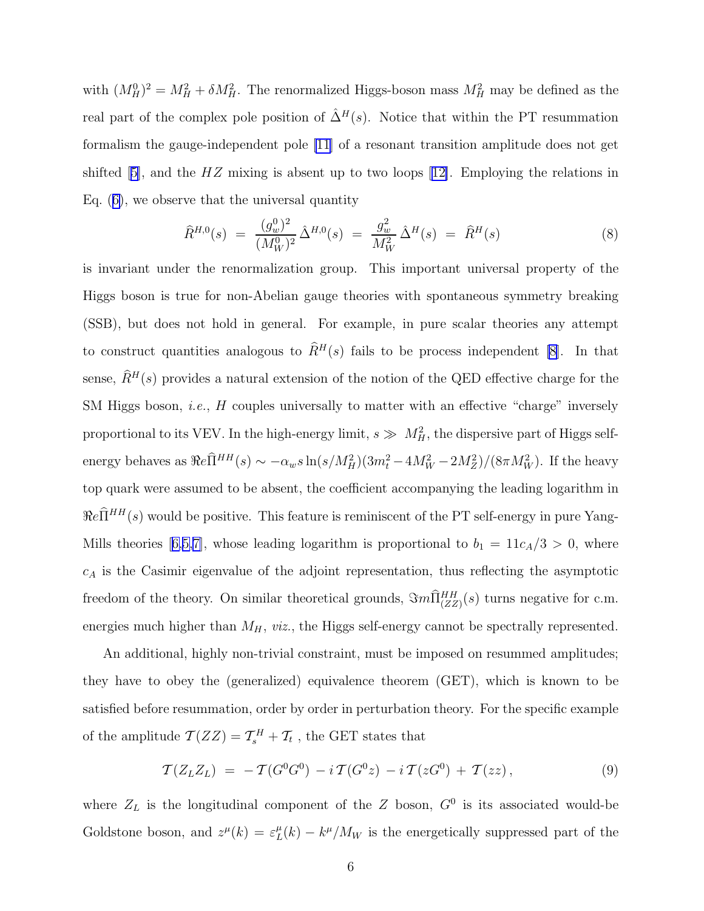with $(M_H^0)^2 = M_H^2 + \delta M_H^2$. The renormalized Higgs-boson mass $M_H^2$ may be defined as the real part of the complex pole position of $\hat{\Delta}^H(s)$. Notice that within the PT resummation formalism the gauge-independent pole [11] of a resonant transition amplitude does not get shifted [5], and the $HZ$ mixing is absent up to two loops [12]. Employing the relations in Eq. (6), we observe that the universal quantity

$$\widehat{R}^{H,0}(s) \;=\; \frac{(g_w^0)^2}{(M_W^0)^2}\,\hat{\Delta}^{H,0}(s) \;=\; \frac{g_w^2}{M_W^2}\,\hat{\Delta}^H(s) \;=\; \widehat{R}^H(s) \tag{8}$$

is invariant under the renormalization group. This important universal property of the Higgs boson is true for non-Abelian gauge theories with spontaneous symmetry breaking (SSB), but does not hold in general. For example, in pure scalar theories any attempt to construct quantities analogous to $\widehat{R}^H(s)$ fails to be process independent [8]. In that sense, $\widehat{R}^H(s)$ provides a natural extension of the notion of the QED effective charge for the SM Higgs boson, *i.e.*, $H$ couples universally to matter with an effective "charge" inversely proportional to its VEV. In the high-energy limit, $s \gg M_H^2$, the dispersive part of Higgs self-energy behaves as $\Re e\widehat{\Pi}^{HH}(s) \sim -\alpha_w s \ln(s/M_H^2)(3m_t^2 - 4M_W^2 - 2M_Z^2)/(8\pi M_W^2)$. If the heavy top quark were assumed to be absent, the coefficient accompanying the leading logarithm in $\Re e\widehat{\Pi}^{HH}(s)$ would be positive. This feature is reminiscent of the PT self-energy in pure Yang-Mills theories [6,5,7], whose leading logarithm is proportional to $b_1 = 11c_A/3 > 0$, where $c_A$ is the Casimir eigenvalue of the adjoint representation, thus reflecting the asymptotic freedom of the theory. On similar theoretical grounds, $\Im m\widehat{\Pi}^{HH}_{(ZZ)}(s)$ turns negative for c.m. energies much higher than $M_H$, *viz.*, the Higgs self-energy cannot be spectrally represented.

An additional, highly non-trivial constraint, must be imposed on resummed amplitudes; they have to obey the (generalized) equivalence theorem (GET), which is known to be satisfied before resummation, order by order in perturbation theory. For the specific example of the amplitude $\mathcal{T}(ZZ) = \mathcal{T}_s^H + \mathcal{T}_t$ , the GET states that

$$\mathcal{T}(Z_L Z_L) \;=\; -\,\mathcal{T}(G^0G^0) \,-\, i\,\mathcal{T}(G^0z) \,-\, i\,\mathcal{T}(zG^0) \,+\, \mathcal{T}(zz)\,, \tag{9}$$

where $Z_L$ is the longitudinal component of the $Z$ boson, $G^0$ is its associated would-be Goldstone boson, and $z^\mu(k) = \varepsilon_L^\mu(k) - k^\mu/M_W$ is the energetically suppressed part of the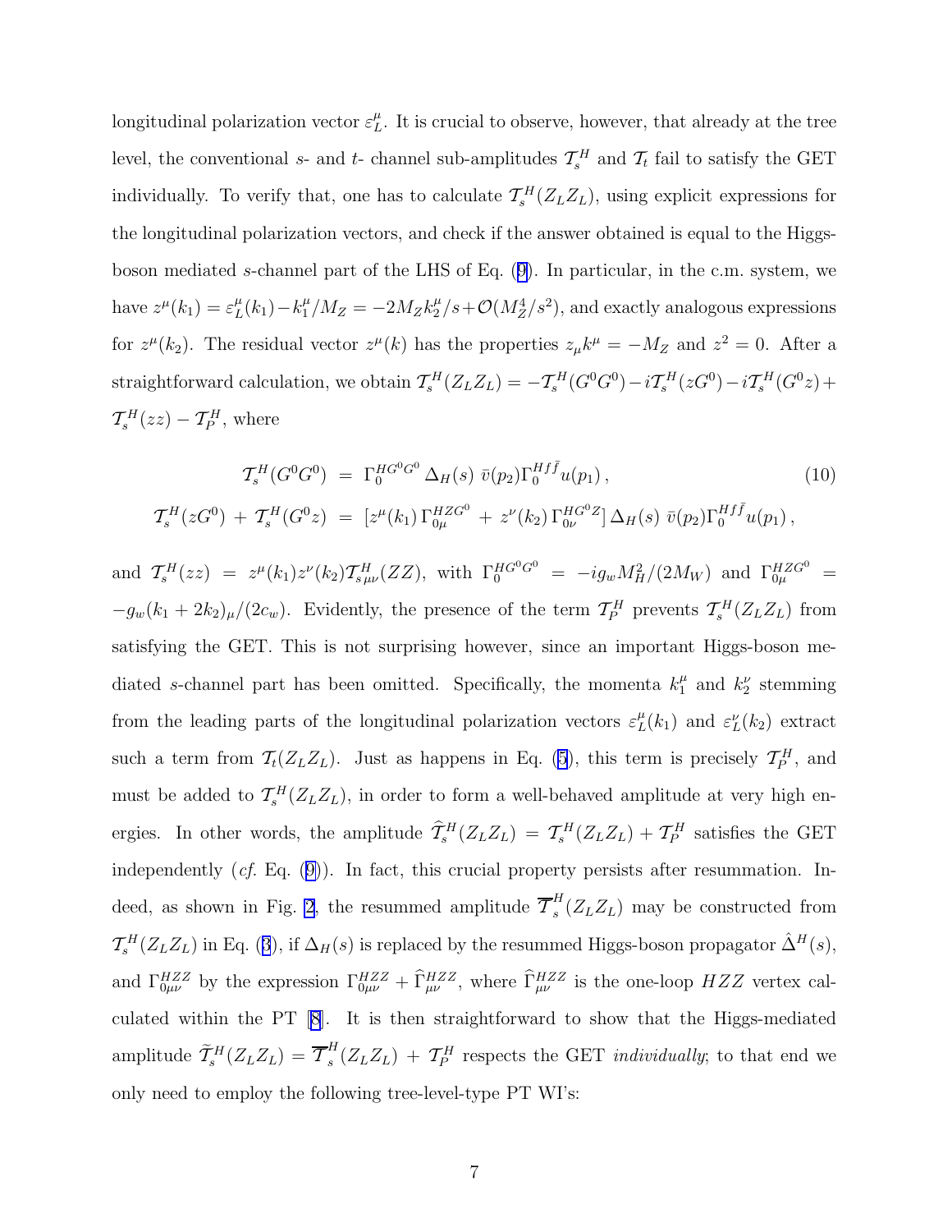longitudinal polarization vector $\varepsilon_L^\mu$. It is crucial to observe, however, that already at the tree level, the conventional $s$- and $t$- channel sub-amplitudes $\mathcal{T}_s^H$ and $\mathcal{T}_t$ fail to satisfy the GET individually. To verify that, one has to calculate $\mathcal{T}_s^H(Z_L Z_L)$, using explicit expressions for the longitudinal polarization vectors, and check if the answer obtained is equal to the Higgs-boson mediated $s$-channel part of the LHS of Eq. (9). In particular, in the c.m. system, we have $z^\mu(k_1) = \varepsilon_L^\mu(k_1) - k_1^\mu/M_Z = -2M_Z k_2^\mu/s + \mathcal{O}(M_Z^4/s^2)$, and exactly analogous expressions for $z^\mu(k_2)$. The residual vector $z^\mu(k)$ has the properties $z_\mu k^\mu = -M_Z$ and $z^2 = 0$. After a straightforward calculation, we obtain $\mathcal{T}_s^H(Z_L Z_L) = -\mathcal{T}_s^H(G^0 G^0) - i\mathcal{T}_s^H(zG^0) - i\mathcal{T}_s^H(G^0 z) + \mathcal{T}_s^H(zz) - \mathcal{T}_P^H$, where

$$
\begin{aligned}
\mathcal{T}_s^H(G^0G^0) \;&=\; \Gamma_0^{HG^0G^0}\,\Delta_H(s)\;\bar{v}(p_2)\Gamma_0^{Hf\bar{f}}u(p_1)\,, \\
\mathcal{T}_s^H(zG^0) \,+\, \mathcal{T}_s^H(G^0z) \;&=\; [z^\mu(k_1)\,\Gamma_{0\mu}^{HZG^0} \,+\, z^\nu(k_2)\,\Gamma_{0\nu}^{HG^0Z}]\,\Delta_H(s)\;\bar{v}(p_2)\Gamma_0^{Hf\bar{f}}u(p_1)\,,
\end{aligned}
\tag{10}
$$

and $\mathcal{T}_s^H(zz) \;=\; z^\mu(k_1)z^\nu(k_2)\mathcal{T}^H_{s\,\mu\nu}(ZZ)$, with $\Gamma_0^{HG^0G^0} \;=\; -ig_w M_H^2/(2M_W)$ and $\Gamma_{0\mu}^{HZG^0} \;=\; -g_w(k_1+2k_2)_\mu/(2c_w)$. Evidently, the presence of the term $\mathcal{T}_P^H$ prevents $\mathcal{T}_s^H(Z_L Z_L)$ from satisfying the GET. This is not surprising however, since an important Higgs-boson mediated $s$-channel part has been omitted. Specifically, the momenta $k_1^\mu$ and $k_2^\nu$ stemming from the leading parts of the longitudinal polarization vectors $\varepsilon_L^\mu(k_1)$ and $\varepsilon_L^\nu(k_2)$ extract such a term from $\mathcal{T}_t(Z_L Z_L)$. Just as happens in Eq. (5), this term is precisely $\mathcal{T}_P^H$, and must be added to $\mathcal{T}_s^H(Z_L Z_L)$, in order to form a well-behaved amplitude at very high energies. In other words, the amplitude $\widehat{\mathcal{T}}_s^H(Z_L Z_L) = \mathcal{T}_s^H(Z_L Z_L) + \mathcal{T}_P^H$ satisfies the GET independently (*cf.* Eq. (9)). In fact, this crucial property persists after resummation. Indeed, as shown in Fig. 2, the resummed amplitude $\overline{\mathcal{T}}_s^H(Z_L Z_L)$ may be constructed from $\mathcal{T}_s^H(Z_L Z_L)$ in Eq. (3), if $\Delta_H(s)$ is replaced by the resummed Higgs-boson propagator $\hat{\Delta}^H(s)$, and $\Gamma_{0\mu\nu}^{HZZ}$ by the expression $\Gamma_{0\mu\nu}^{HZZ} + \widehat{\Gamma}_{\mu\nu}^{HZZ}$, where $\widehat{\Gamma}_{\mu\nu}^{HZZ}$ is the one-loop $HZZ$ vertex calculated within the PT [8]. It is then straightforward to show that the Higgs-mediated amplitude $\widetilde{\mathcal{T}}_s^H(Z_L Z_L) = \overline{\mathcal{T}}_s^H(Z_L Z_L) \,+\, \mathcal{T}_P^H$ respects the GET *individually*; to that end we only need to employ the following tree-level-type PT WI's: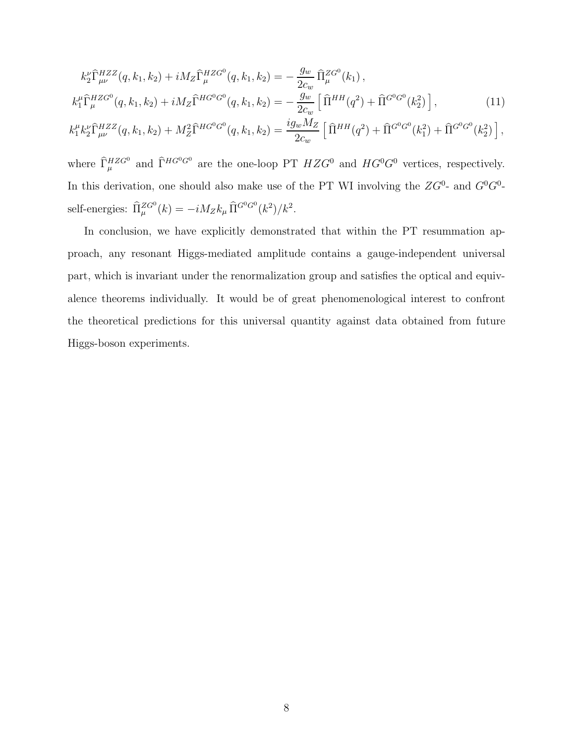$$
\begin{aligned}
k_2^\nu \widehat{\Gamma}^{HZZ}_{\mu\nu}(q,k_1,k_2) + iM_Z \widehat{\Gamma}^{HZG^0}_{\mu}(q,k_1,k_2) &= -\,\frac{g_w}{2c_w}\,\widehat{\Pi}^{ZG^0}_{\mu}(k_1)\,,\\
k_1^\mu \widehat{\Gamma}^{HZG^0}_{\mu}(q,k_1,k_2) + iM_Z \widehat{\Gamma}^{HG^0G^0}(q,k_1,k_2) &= -\,\frac{g_w}{2c_w}\Big[\,\widehat{\Pi}^{HH}(q^2) + \widehat{\Pi}^{G^0G^0}(k_2^2)\,\Big]\,, \qquad (11)\\
k_1^\mu k_2^\nu \widehat{\Gamma}^{HZZ}_{\mu\nu}(q,k_1,k_2) + M_Z^2 \widehat{\Gamma}^{HG^0G^0}(q,k_1,k_2) &= \frac{ig_w M_Z}{2c_w}\Big[\,\widehat{\Pi}^{HH}(q^2) + \widehat{\Pi}^{G^0G^0}(k_1^2) + \widehat{\Pi}^{G^0G^0}(k_2^2)\,\Big]\,,
\end{aligned}
$$

where $\widehat{\Gamma}^{HZG^0}_{\mu}$ and $\widehat{\Gamma}^{HG^0G^0}$ are the one-loop PT $HZG^0$ and $HG^0G^0$ vertices, respectively. In this derivation, one should also make use of the PT WI involving the $ZG^0$- and $G^0G^0$-self-energies: $\widehat{\Pi}^{ZG^0}_{\mu}(k) = -iM_Z k_\mu\,\widehat{\Pi}^{G^0G^0}(k^2)/k^2$.

In conclusion, we have explicitly demonstrated that within the PT resummation approach, any resonant Higgs-mediated amplitude contains a gauge-independent universal part, which is invariant under the renormalization group and satisfies the optical and equivalence theorems individually. It would be of great phenomenological interest to confront the theoretical predictions for this universal quantity against data obtained from future Higgs-boson experiments.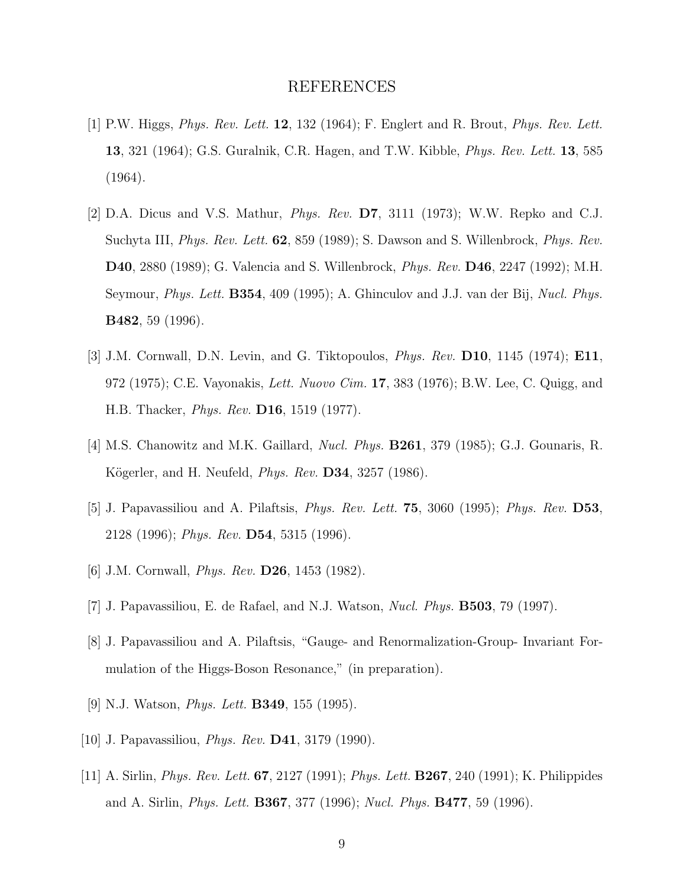# REFERENCES

[1] P.W. Higgs, *Phys. Rev. Lett.* **12**, 132 (1964); F. Englert and R. Brout, *Phys. Rev. Lett.* **13**, 321 (1964); G.S. Guralnik, C.R. Hagen, and T.W. Kibble, *Phys. Rev. Lett.* **13**, 585 (1964).

[2] D.A. Dicus and V.S. Mathur, *Phys. Rev.* **D7**, 3111 (1973); W.W. Repko and C.J. Suchyta III, *Phys. Rev. Lett.* **62**, 859 (1989); S. Dawson and S. Willenbrock, *Phys. Rev.* **D40**, 2880 (1989); G. Valencia and S. Willenbrock, *Phys. Rev.* **D46**, 2247 (1992); M.H. Seymour, *Phys. Lett.* **B354**, 409 (1995); A. Ghinculov and J.J. van der Bij, *Nucl. Phys.* **B482**, 59 (1996).

[3] J.M. Cornwall, D.N. Levin, and G. Tiktopoulos, *Phys. Rev.* **D10**, 1145 (1974); **E11**, 972 (1975); C.E. Vayonakis, *Lett. Nuovo Cim.* **17**, 383 (1976); B.W. Lee, C. Quigg, and H.B. Thacker, *Phys. Rev.* **D16**, 1519 (1977).

[4] M.S. Chanowitz and M.K. Gaillard, *Nucl. Phys.* **B261**, 379 (1985); G.J. Gounaris, R. Kögerler, and H. Neufeld, *Phys. Rev.* **D34**, 3257 (1986).

[5] J. Papavassiliou and A. Pilaftsis, *Phys. Rev. Lett.* **75**, 3060 (1995); *Phys. Rev.* **D53**, 2128 (1996); *Phys. Rev.* **D54**, 5315 (1996).

[6] J.M. Cornwall, *Phys. Rev.* **D26**, 1453 (1982).

[7] J. Papavassiliou, E. de Rafael, and N.J. Watson, *Nucl. Phys.* **B503**, 79 (1997).

[8] J. Papavassiliou and A. Pilaftsis, "Gauge- and Renormalization-Group- Invariant Formulation of the Higgs-Boson Resonance," (in preparation).

[9] N.J. Watson, *Phys. Lett.* **B349**, 155 (1995).

[10] J. Papavassiliou, *Phys. Rev.* **D41**, 3179 (1990).

[11] A. Sirlin, *Phys. Rev. Lett.* **67**, 2127 (1991); *Phys. Lett.* **B267**, 240 (1991); K. Philippides and A. Sirlin, *Phys. Lett.* **B367**, 377 (1996); *Nucl. Phys.* **B477**, 59 (1996).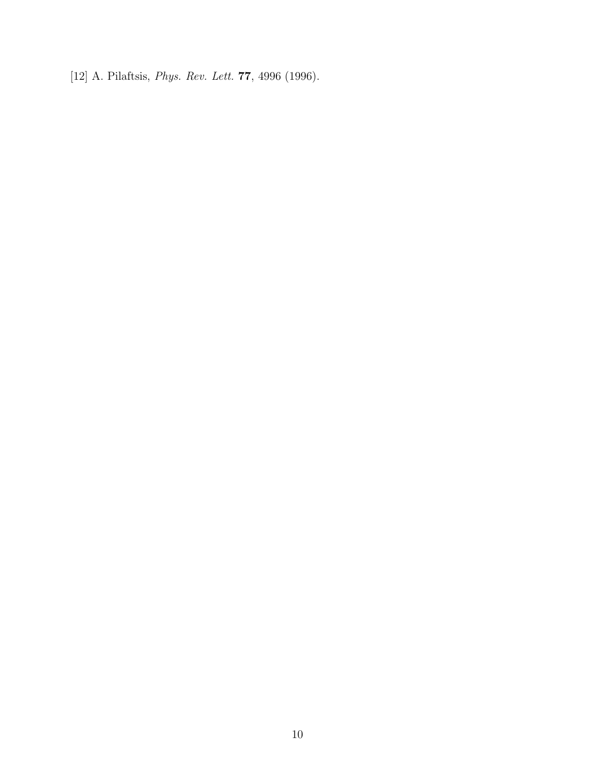[12] A. Pilaftsis, *Phys. Rev. Lett.* **77**, 4996 (1996).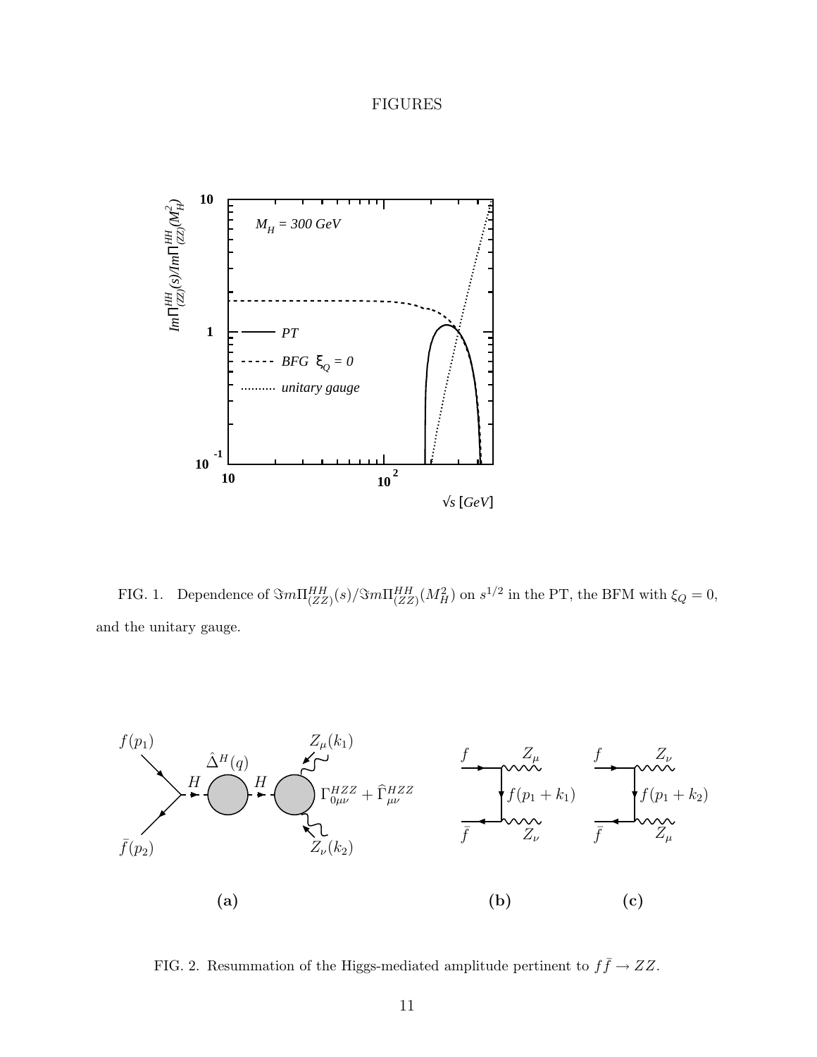FIGURES

$M_H$ = 300 GeV

$Im\Pi^{HH}_{(ZZ)}(s)/Im\Pi^{HH}_{(ZZ)}(M_H^2)$

10

1

$10^{-1}$

10

$10^2$

$\sqrt{s}$ [GeV]

PT

BFG $\xi_Q = 0$

unitary gauge

FIG. 1. Dependence of $\Im m\Pi^{HH}_{(ZZ)}(s)/\Im m\Pi^{HH}_{(ZZ)}(M_H^2)$ on $s^{1/2}$ in the PT, the BFM with $\xi_Q = 0$, and the unitary gauge.

$f(p_1)$, $\bar{f}(p_2)$, $H$, $\hat{\Delta}^H(q)$, $H$, $Z_\mu(k_1)$, $Z_\nu(k_2)$, $\Gamma^{HZZ}_{0\mu\nu} + \widehat{\Gamma}^{HZZ}_{\mu\nu}$

$f$, $Z_\mu$, $f(p_1+k_1)$, $\bar{f}$, $Z_\nu$

$f$, $Z_\nu$, $f(p_1+k_2)$, $\bar{f}$, $Z_\mu$

**(a)** **(b)** **(c)**

FIG. 2. Resummation of the Higgs-mediated amplitude pertinent to $f\bar{f} \to ZZ$.